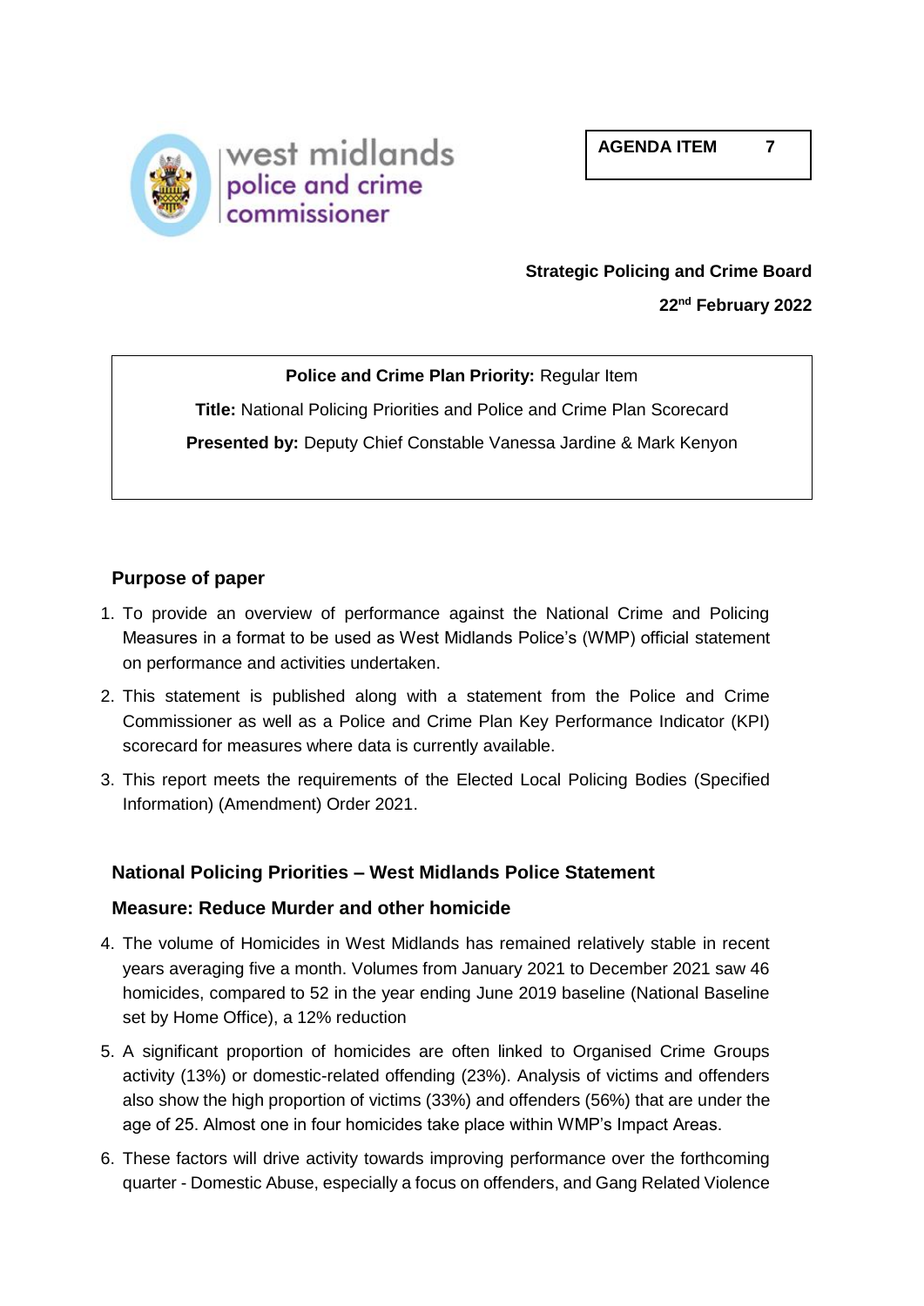west midlands police and crime commissioner

**AGENDA ITEM 7**

**Strategic Policing and Crime Board**

**22nd February 2022**

**Police and Crime Plan Priority:** Regular Item

**Title:** National Policing Priorities and Police and Crime Plan Scorecard

**Presented by:** Deputy Chief Constable Vanessa Jardine & Mark Kenyon

## Purpose of paper

1. To provide an overview of performance against the National Crime and Policing Measures in a format to be used as West Midlands Police's (WMP) official statement on performance and activities undertaken.
2. This statement is published along with a statement from the Police and Crime Commissioner as well as a Police and Crime Plan Key Performance Indicator (KPI) scorecard for measures where data is currently available.
3. This report meets the requirements of the Elected Local Policing Bodies (Specified Information) (Amendment) Order 2021.

## National Policing Priorities – West Midlands Police Statement

### Measure: Reduce Murder and other homicide

4. The volume of Homicides in West Midlands has remained relatively stable in recent years averaging five a month. Volumes from January 2021 to December 2021 saw 46 homicides, compared to 52 in the year ending June 2019 baseline (National Baseline set by Home Office), a 12% reduction
5. A significant proportion of homicides are often linked to Organised Crime Groups activity (13%) or domestic-related offending (23%). Analysis of victims and offenders also show the high proportion of victims (33%) and offenders (56%) that are under the age of 25. Almost one in four homicides take place within WMP's Impact Areas.
6. These factors will drive activity towards improving performance over the forthcoming quarter - Domestic Abuse, especially a focus on offenders, and Gang Related Violence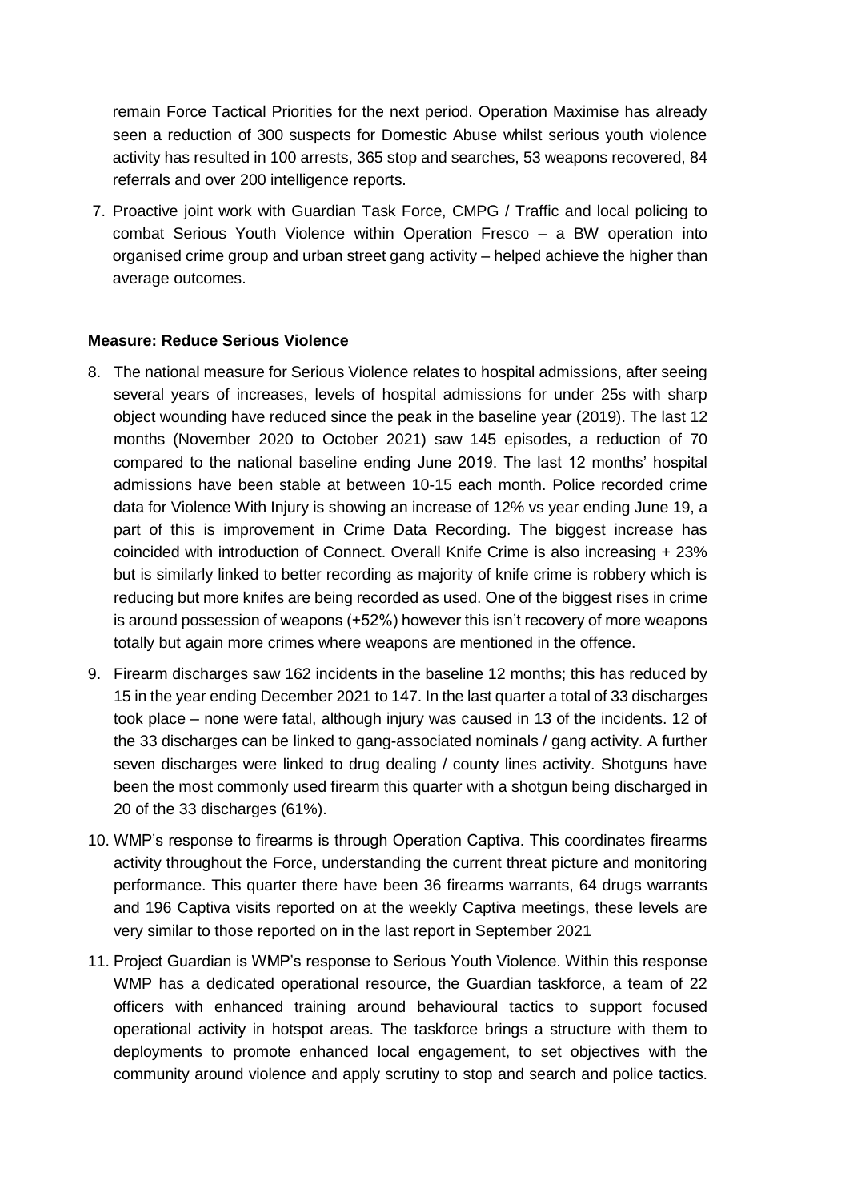remain Force Tactical Priorities for the next period. Operation Maximise has already seen a reduction of 300 suspects for Domestic Abuse whilst serious youth violence activity has resulted in 100 arrests, 365 stop and searches, 53 weapons recovered, 84 referrals and over 200 intelligence reports.

7. Proactive joint work with Guardian Task Force, CMPG / Traffic and local policing to combat Serious Youth Violence within Operation Fresco – a BW operation into organised crime group and urban street gang activity – helped achieve the higher than average outcomes.

**Measure: Reduce Serious Violence**

8. The national measure for Serious Violence relates to hospital admissions, after seeing several years of increases, levels of hospital admissions for under 25s with sharp object wounding have reduced since the peak in the baseline year (2019). The last 12 months (November 2020 to October 2021) saw 145 episodes, a reduction of 70 compared to the national baseline ending June 2019. The last 12 months' hospital admissions have been stable at between 10-15 each month. Police recorded crime data for Violence With Injury is showing an increase of 12% vs year ending June 19, a part of this is improvement in Crime Data Recording. The biggest increase has coincided with introduction of Connect. Overall Knife Crime is also increasing + 23% but is similarly linked to better recording as majority of knife crime is robbery which is reducing but more knifes are being recorded as used. One of the biggest rises in crime is around possession of weapons (+52%) however this isn't recovery of more weapons totally but again more crimes where weapons are mentioned in the offence.

9. Firearm discharges saw 162 incidents in the baseline 12 months; this has reduced by 15 in the year ending December 2021 to 147. In the last quarter a total of 33 discharges took place – none were fatal, although injury was caused in 13 of the incidents. 12 of the 33 discharges can be linked to gang-associated nominals / gang activity. A further seven discharges were linked to drug dealing / county lines activity. Shotguns have been the most commonly used firearm this quarter with a shotgun being discharged in 20 of the 33 discharges (61%).

10. WMP's response to firearms is through Operation Captiva. This coordinates firearms activity throughout the Force, understanding the current threat picture and monitoring performance. This quarter there have been 36 firearms warrants, 64 drugs warrants and 196 Captiva visits reported on at the weekly Captiva meetings, these levels are very similar to those reported on in the last report in September 2021

11. Project Guardian is WMP's response to Serious Youth Violence. Within this response WMP has a dedicated operational resource, the Guardian taskforce, a team of 22 officers with enhanced training around behavioural tactics to support focused operational activity in hotspot areas. The taskforce brings a structure with them to deployments to promote enhanced local engagement, to set objectives with the community around violence and apply scrutiny to stop and search and police tactics.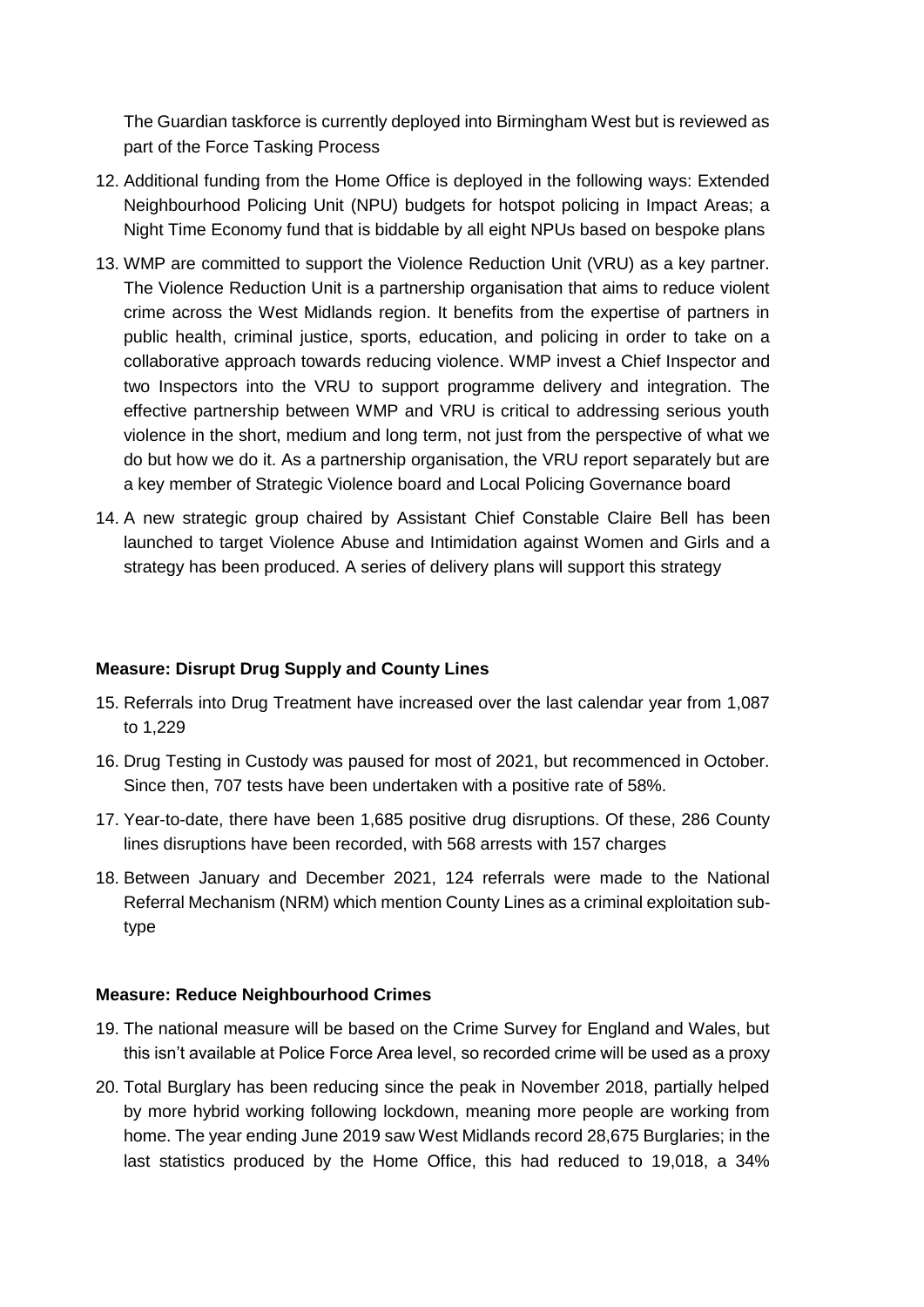The Guardian taskforce is currently deployed into Birmingham West but is reviewed as part of the Force Tasking Process

12. Additional funding from the Home Office is deployed in the following ways: Extended Neighbourhood Policing Unit (NPU) budgets for hotspot policing in Impact Areas; a Night Time Economy fund that is biddable by all eight NPUs based on bespoke plans
13. WMP are committed to support the Violence Reduction Unit (VRU) as a key partner. The Violence Reduction Unit is a partnership organisation that aims to reduce violent crime across the West Midlands region. It benefits from the expertise of partners in public health, criminal justice, sports, education, and policing in order to take on a collaborative approach towards reducing violence. WMP invest a Chief Inspector and two Inspectors into the VRU to support programme delivery and integration. The effective partnership between WMP and VRU is critical to addressing serious youth violence in the short, medium and long term, not just from the perspective of what we do but how we do it. As a partnership organisation, the VRU report separately but are a key member of Strategic Violence board and Local Policing Governance board
14. A new strategic group chaired by Assistant Chief Constable Claire Bell has been launched to target Violence Abuse and Intimidation against Women and Girls and a strategy has been produced. A series of delivery plans will support this strategy

**Measure: Disrupt Drug Supply and County Lines**

15. Referrals into Drug Treatment have increased over the last calendar year from 1,087 to 1,229
16. Drug Testing in Custody was paused for most of 2021, but recommenced in October. Since then, 707 tests have been undertaken with a positive rate of 58%.
17. Year-to-date, there have been 1,685 positive drug disruptions. Of these, 286 County lines disruptions have been recorded, with 568 arrests with 157 charges
18. Between January and December 2021, 124 referrals were made to the National Referral Mechanism (NRM) which mention County Lines as a criminal exploitation sub-type

**Measure: Reduce Neighbourhood Crimes**

19. The national measure will be based on the Crime Survey for England and Wales, but this isn't available at Police Force Area level, so recorded crime will be used as a proxy
20. Total Burglary has been reducing since the peak in November 2018, partially helped by more hybrid working following lockdown, meaning more people are working from home. The year ending June 2019 saw West Midlands record 28,675 Burglaries; in the last statistics produced by the Home Office, this had reduced to 19,018, a 34%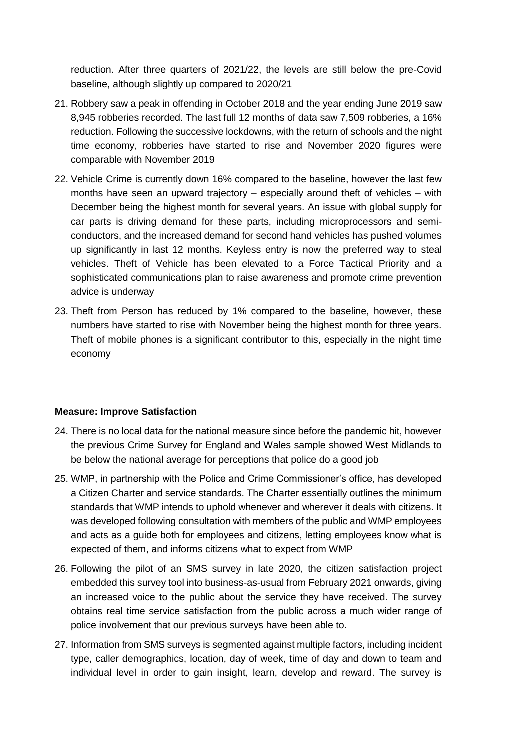reduction. After three quarters of 2021/22, the levels are still below the pre-Covid baseline, although slightly up compared to 2020/21

21. Robbery saw a peak in offending in October 2018 and the year ending June 2019 saw 8,945 robberies recorded. The last full 12 months of data saw 7,509 robberies, a 16% reduction. Following the successive lockdowns, with the return of schools and the night time economy, robberies have started to rise and November 2020 figures were comparable with November 2019

22. Vehicle Crime is currently down 16% compared to the baseline, however the last few months have seen an upward trajectory – especially around theft of vehicles – with December being the highest month for several years. An issue with global supply for car parts is driving demand for these parts, including microprocessors and semi-conductors, and the increased demand for second hand vehicles has pushed volumes up significantly in last 12 months. Keyless entry is now the preferred way to steal vehicles. Theft of Vehicle has been elevated to a Force Tactical Priority and a sophisticated communications plan to raise awareness and promote crime prevention advice is underway

23. Theft from Person has reduced by 1% compared to the baseline, however, these numbers have started to rise with November being the highest month for three years. Theft of mobile phones is a significant contributor to this, especially in the night time economy

**Measure: Improve Satisfaction**

24. There is no local data for the national measure since before the pandemic hit, however the previous Crime Survey for England and Wales sample showed West Midlands to be below the national average for perceptions that police do a good job

25. WMP, in partnership with the Police and Crime Commissioner's office, has developed a Citizen Charter and service standards. The Charter essentially outlines the minimum standards that WMP intends to uphold whenever and wherever it deals with citizens. It was developed following consultation with members of the public and WMP employees and acts as a guide both for employees and citizens, letting employees know what is expected of them, and informs citizens what to expect from WMP

26. Following the pilot of an SMS survey in late 2020, the citizen satisfaction project embedded this survey tool into business-as-usual from February 2021 onwards, giving an increased voice to the public about the service they have received. The survey obtains real time service satisfaction from the public across a much wider range of police involvement that our previous surveys have been able to.

27. Information from SMS surveys is segmented against multiple factors, including incident type, caller demographics, location, day of week, time of day and down to team and individual level in order to gain insight, learn, develop and reward. The survey is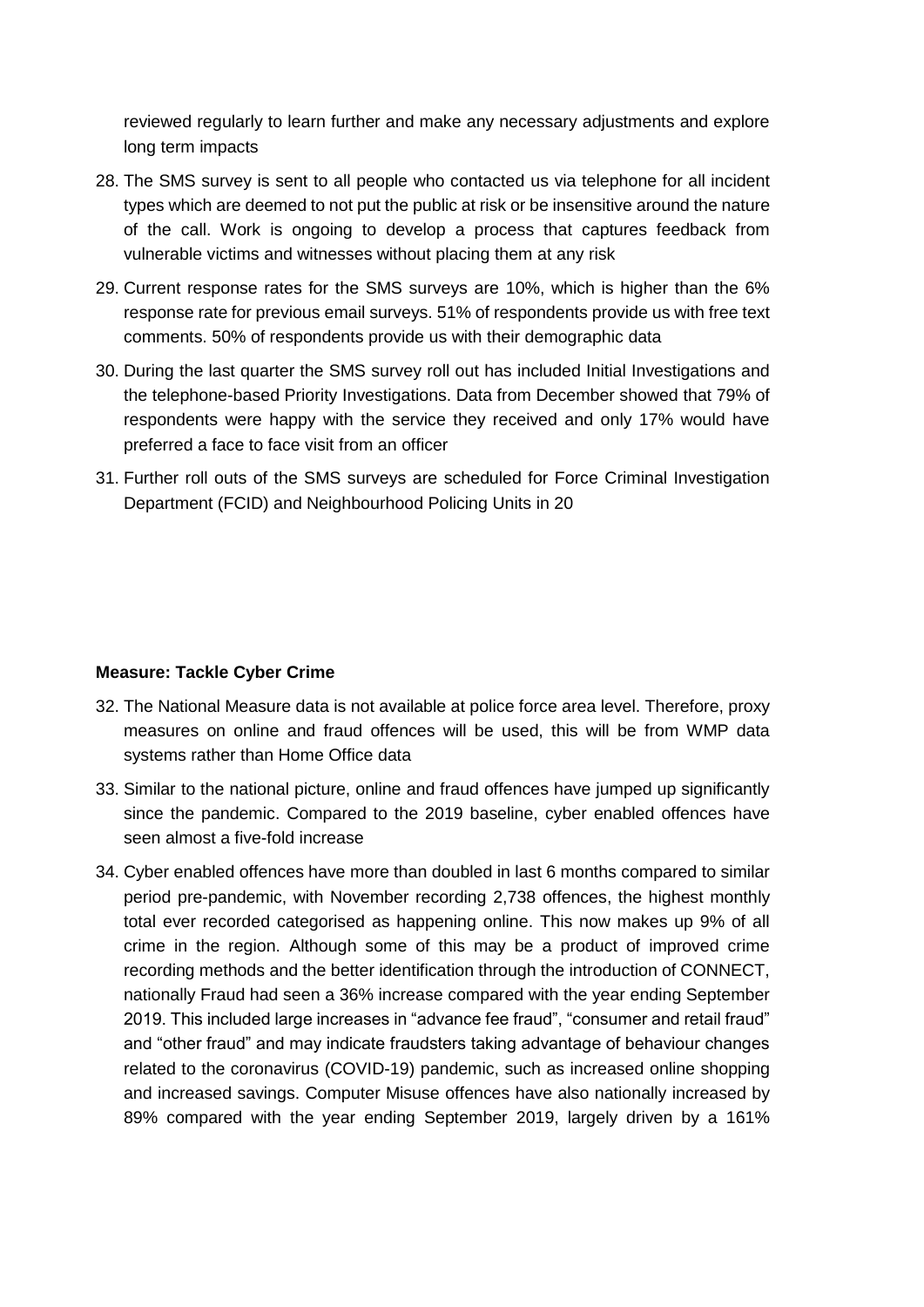reviewed regularly to learn further and make any necessary adjustments and explore long term impacts

28. The SMS survey is sent to all people who contacted us via telephone for all incident types which are deemed to not put the public at risk or be insensitive around the nature of the call. Work is ongoing to develop a process that captures feedback from vulnerable victims and witnesses without placing them at any risk

29. Current response rates for the SMS surveys are 10%, which is higher than the 6% response rate for previous email surveys. 51% of respondents provide us with free text comments. 50% of respondents provide us with their demographic data

30. During the last quarter the SMS survey roll out has included Initial Investigations and the telephone-based Priority Investigations. Data from December showed that 79% of respondents were happy with the service they received and only 17% would have preferred a face to face visit from an officer

31. Further roll outs of the SMS surveys are scheduled for Force Criminal Investigation Department (FCID) and Neighbourhood Policing Units in 20

**Measure: Tackle Cyber Crime**

32. The National Measure data is not available at police force area level. Therefore, proxy measures on online and fraud offences will be used, this will be from WMP data systems rather than Home Office data

33. Similar to the national picture, online and fraud offences have jumped up significantly since the pandemic. Compared to the 2019 baseline, cyber enabled offences have seen almost a five-fold increase

34. Cyber enabled offences have more than doubled in last 6 months compared to similar period pre-pandemic, with November recording 2,738 offences, the highest monthly total ever recorded categorised as happening online. This now makes up 9% of all crime in the region. Although some of this may be a product of improved crime recording methods and the better identification through the introduction of CONNECT, nationally Fraud had seen a 36% increase compared with the year ending September 2019. This included large increases in "advance fee fraud", "consumer and retail fraud" and "other fraud" and may indicate fraudsters taking advantage of behaviour changes related to the coronavirus (COVID-19) pandemic, such as increased online shopping and increased savings. Computer Misuse offences have also nationally increased by 89% compared with the year ending September 2019, largely driven by a 161%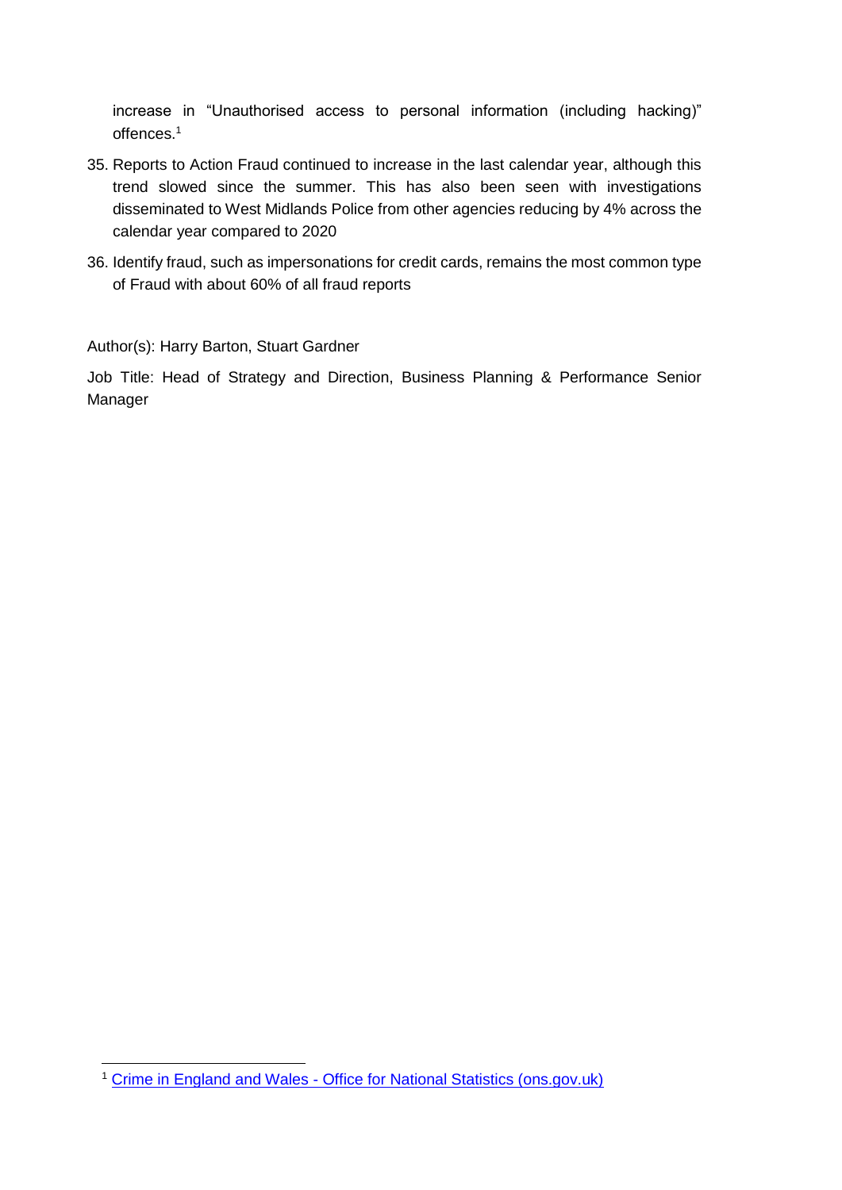increase in "Unauthorised access to personal information (including hacking)" offences.[1]

35. Reports to Action Fraud continued to increase in the last calendar year, although this trend slowed since the summer. This has also been seen with investigations disseminated to West Midlands Police from other agencies reducing by 4% across the calendar year compared to 2020

36. Identify fraud, such as impersonations for credit cards, remains the most common type of Fraud with about 60% of all fraud reports

Author(s): Harry Barton, Stuart Gardner

Job Title: Head of Strategy and Direction, Business Planning & Performance Senior Manager

---

[1] [Crime in England and Wales - Office for National Statistics (ons.gov.uk)]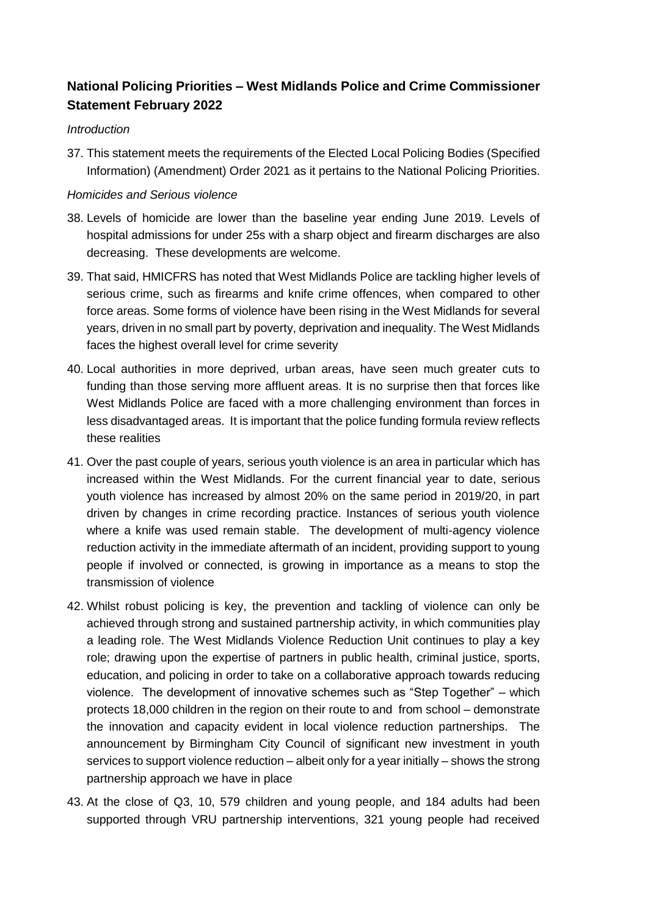## National Policing Priorities – West Midlands Police and Crime Commissioner Statement February 2022

*Introduction*

37. This statement meets the requirements of the Elected Local Policing Bodies (Specified Information) (Amendment) Order 2021 as it pertains to the National Policing Priorities.

*Homicides and Serious violence*

38. Levels of homicide are lower than the baseline year ending June 2019. Levels of hospital admissions for under 25s with a sharp object and firearm discharges are also decreasing. These developments are welcome.

39. That said, HMICFRS has noted that West Midlands Police are tackling higher levels of serious crime, such as firearms and knife crime offences, when compared to other force areas. Some forms of violence have been rising in the West Midlands for several years, driven in no small part by poverty, deprivation and inequality. The West Midlands faces the highest overall level for crime severity

40. Local authorities in more deprived, urban areas, have seen much greater cuts to funding than those serving more affluent areas. It is no surprise then that forces like West Midlands Police are faced with a more challenging environment than forces in less disadvantaged areas. It is important that the police funding formula review reflects these realities

41. Over the past couple of years, serious youth violence is an area in particular which has increased within the West Midlands. For the current financial year to date, serious youth violence has increased by almost 20% on the same period in 2019/20, in part driven by changes in crime recording practice. Instances of serious youth violence where a knife was used remain stable. The development of multi-agency violence reduction activity in the immediate aftermath of an incident, providing support to young people if involved or connected, is growing in importance as a means to stop the transmission of violence

42. Whilst robust policing is key, the prevention and tackling of violence can only be achieved through strong and sustained partnership activity, in which communities play a leading role. The West Midlands Violence Reduction Unit continues to play a key role; drawing upon the expertise of partners in public health, criminal justice, sports, education, and policing in order to take on a collaborative approach towards reducing violence. The development of innovative schemes such as "Step Together" – which protects 18,000 children in the region on their route to and from school – demonstrate the innovation and capacity evident in local violence reduction partnerships. The announcement by Birmingham City Council of significant new investment in youth services to support violence reduction – albeit only for a year initially – shows the strong partnership approach we have in place

43. At the close of Q3, 10, 579 children and young people, and 184 adults had been supported through VRU partnership interventions, 321 young people had received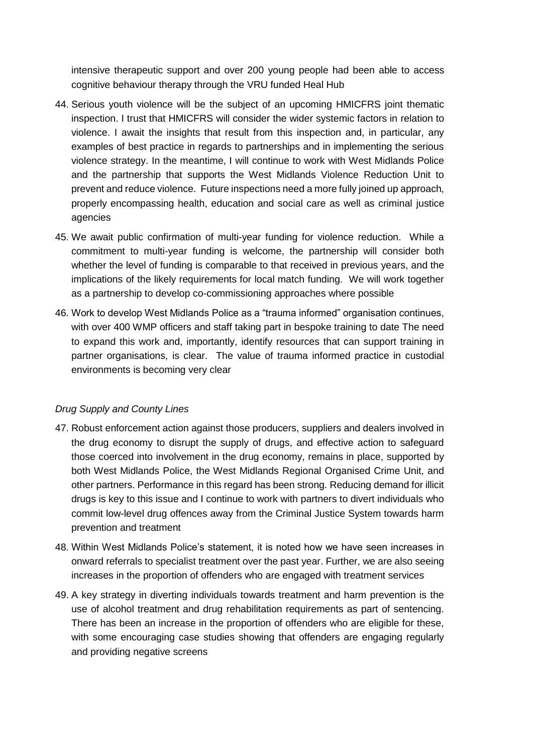intensive therapeutic support and over 200 young people had been able to access cognitive behaviour therapy through the VRU funded Heal Hub

44. Serious youth violence will be the subject of an upcoming HMICFRS joint thematic inspection. I trust that HMICFRS will consider the wider systemic factors in relation to violence. I await the insights that result from this inspection and, in particular, any examples of best practice in regards to partnerships and in implementing the serious violence strategy. In the meantime, I will continue to work with West Midlands Police and the partnership that supports the West Midlands Violence Reduction Unit to prevent and reduce violence. Future inspections need a more fully joined up approach, properly encompassing health, education and social care as well as criminal justice agencies

45. We await public confirmation of multi-year funding for violence reduction. While a commitment to multi-year funding is welcome, the partnership will consider both whether the level of funding is comparable to that received in previous years, and the implications of the likely requirements for local match funding. We will work together as a partnership to develop co-commissioning approaches where possible

46. Work to develop West Midlands Police as a "trauma informed" organisation continues, with over 400 WMP officers and staff taking part in bespoke training to date The need to expand this work and, importantly, identify resources that can support training in partner organisations, is clear. The value of trauma informed practice in custodial environments is becoming very clear

*Drug Supply and County Lines*

47. Robust enforcement action against those producers, suppliers and dealers involved in the drug economy to disrupt the supply of drugs, and effective action to safeguard those coerced into involvement in the drug economy, remains in place, supported by both West Midlands Police, the West Midlands Regional Organised Crime Unit, and other partners. Performance in this regard has been strong. Reducing demand for illicit drugs is key to this issue and I continue to work with partners to divert individuals who commit low-level drug offences away from the Criminal Justice System towards harm prevention and treatment

48. Within West Midlands Police's statement, it is noted how we have seen increases in onward referrals to specialist treatment over the past year. Further, we are also seeing increases in the proportion of offenders who are engaged with treatment services

49. A key strategy in diverting individuals towards treatment and harm prevention is the use of alcohol treatment and drug rehabilitation requirements as part of sentencing. There has been an increase in the proportion of offenders who are eligible for these, with some encouraging case studies showing that offenders are engaging regularly and providing negative screens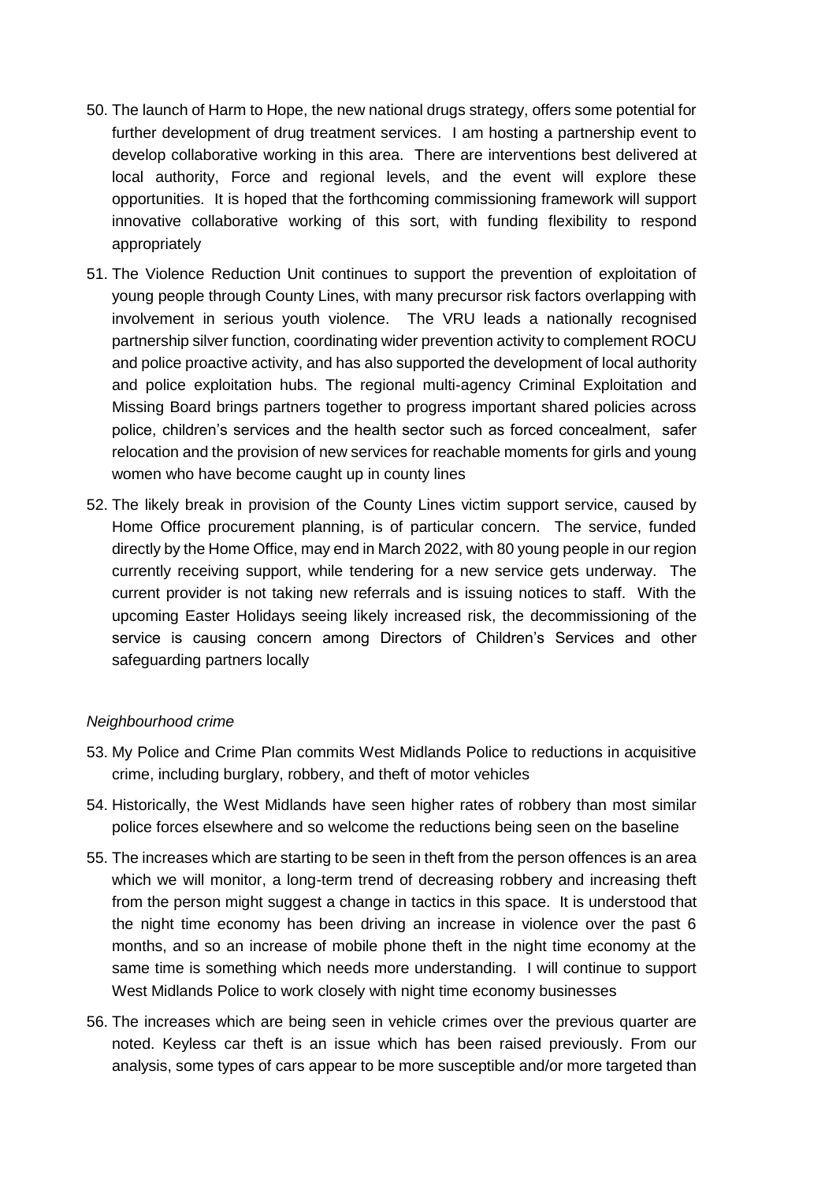50. The launch of Harm to Hope, the new national drugs strategy, offers some potential for further development of drug treatment services. I am hosting a partnership event to develop collaborative working in this area. There are interventions best delivered at local authority, Force and regional levels, and the event will explore these opportunities. It is hoped that the forthcoming commissioning framework will support innovative collaborative working of this sort, with funding flexibility to respond appropriately

51. The Violence Reduction Unit continues to support the prevention of exploitation of young people through County Lines, with many precursor risk factors overlapping with involvement in serious youth violence. The VRU leads a nationally recognised partnership silver function, coordinating wider prevention activity to complement ROCU and police proactive activity, and has also supported the development of local authority and police exploitation hubs. The regional multi-agency Criminal Exploitation and Missing Board brings partners together to progress important shared policies across police, children's services and the health sector such as forced concealment, safer relocation and the provision of new services for reachable moments for girls and young women who have become caught up in county lines

52. The likely break in provision of the County Lines victim support service, caused by Home Office procurement planning, is of particular concern. The service, funded directly by the Home Office, may end in March 2022, with 80 young people in our region currently receiving support, while tendering for a new service gets underway. The current provider is not taking new referrals and is issuing notices to staff. With the upcoming Easter Holidays seeing likely increased risk, the decommissioning of the service is causing concern among Directors of Children's Services and other safeguarding partners locally

*Neighbourhood crime*

53. My Police and Crime Plan commits West Midlands Police to reductions in acquisitive crime, including burglary, robbery, and theft of motor vehicles

54. Historically, the West Midlands have seen higher rates of robbery than most similar police forces elsewhere and so welcome the reductions being seen on the baseline

55. The increases which are starting to be seen in theft from the person offences is an area which we will monitor, a long-term trend of decreasing robbery and increasing theft from the person might suggest a change in tactics in this space. It is understood that the night time economy has been driving an increase in violence over the past 6 months, and so an increase of mobile phone theft in the night time economy at the same time is something which needs more understanding. I will continue to support West Midlands Police to work closely with night time economy businesses

56. The increases which are being seen in vehicle crimes over the previous quarter are noted. Keyless car theft is an issue which has been raised previously. From our analysis, some types of cars appear to be more susceptible and/or more targeted than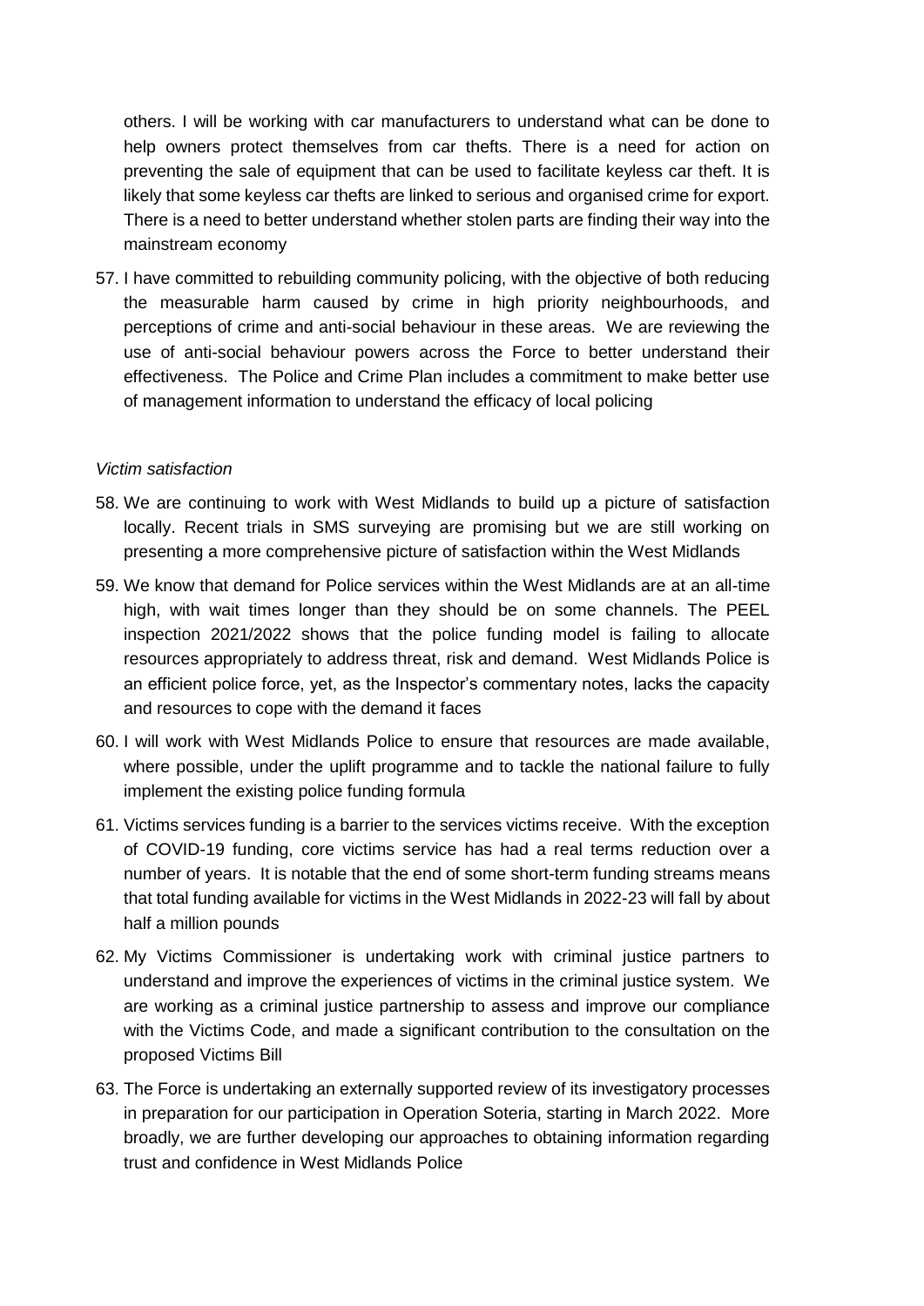others. I will be working with car manufacturers to understand what can be done to help owners protect themselves from car thefts. There is a need for action on preventing the sale of equipment that can be used to facilitate keyless car theft. It is likely that some keyless car thefts are linked to serious and organised crime for export. There is a need to better understand whether stolen parts are finding their way into the mainstream economy

57. I have committed to rebuilding community policing, with the objective of both reducing the measurable harm caused by crime in high priority neighbourhoods, and perceptions of crime and anti-social behaviour in these areas. We are reviewing the use of anti-social behaviour powers across the Force to better understand their effectiveness. The Police and Crime Plan includes a commitment to make better use of management information to understand the efficacy of local policing

*Victim satisfaction*

58. We are continuing to work with West Midlands to build up a picture of satisfaction locally. Recent trials in SMS surveying are promising but we are still working on presenting a more comprehensive picture of satisfaction within the West Midlands

59. We know that demand for Police services within the West Midlands are at an all-time high, with wait times longer than they should be on some channels. The PEEL inspection 2021/2022 shows that the police funding model is failing to allocate resources appropriately to address threat, risk and demand. West Midlands Police is an efficient police force, yet, as the Inspector's commentary notes, lacks the capacity and resources to cope with the demand it faces

60. I will work with West Midlands Police to ensure that resources are made available, where possible, under the uplift programme and to tackle the national failure to fully implement the existing police funding formula

61. Victims services funding is a barrier to the services victims receive. With the exception of COVID-19 funding, core victims service has had a real terms reduction over a number of years. It is notable that the end of some short-term funding streams means that total funding available for victims in the West Midlands in 2022-23 will fall by about half a million pounds

62. My Victims Commissioner is undertaking work with criminal justice partners to understand and improve the experiences of victims in the criminal justice system. We are working as a criminal justice partnership to assess and improve our compliance with the Victims Code, and made a significant contribution to the consultation on the proposed Victims Bill

63. The Force is undertaking an externally supported review of its investigatory processes in preparation for our participation in Operation Soteria, starting in March 2022. More broadly, we are further developing our approaches to obtaining information regarding trust and confidence in West Midlands Police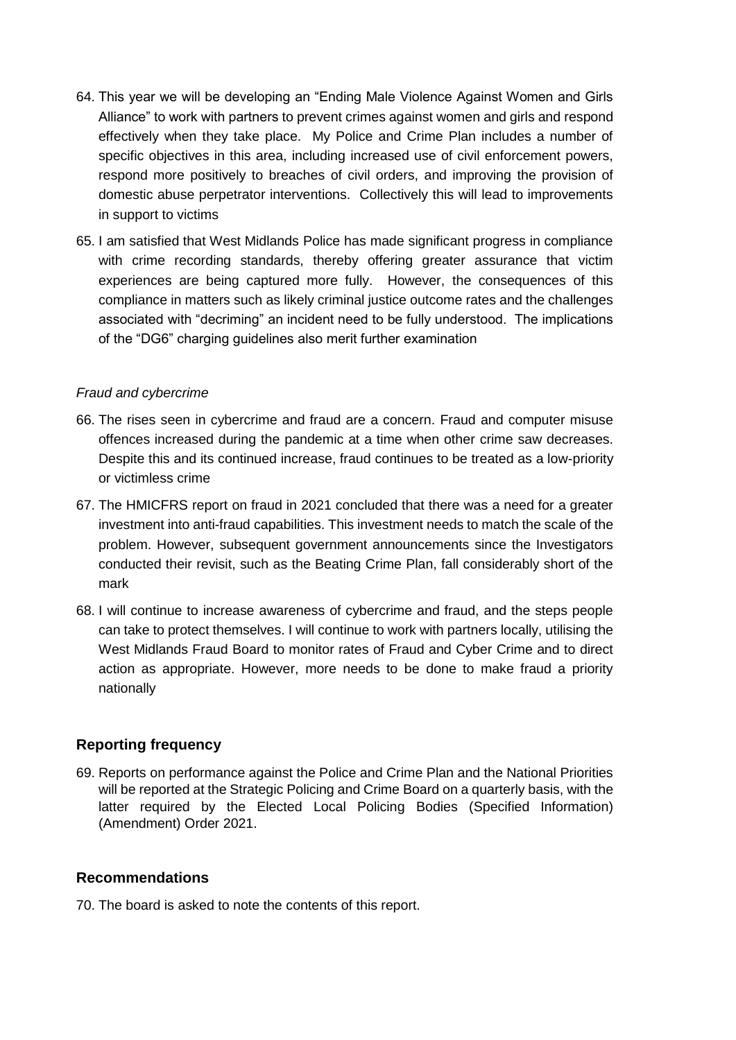64. This year we will be developing an "Ending Male Violence Against Women and Girls Alliance" to work with partners to prevent crimes against women and girls and respond effectively when they take place. My Police and Crime Plan includes a number of specific objectives in this area, including increased use of civil enforcement powers, respond more positively to breaches of civil orders, and improving the provision of domestic abuse perpetrator interventions. Collectively this will lead to improvements in support to victims

65. I am satisfied that West Midlands Police has made significant progress in compliance with crime recording standards, thereby offering greater assurance that victim experiences are being captured more fully. However, the consequences of this compliance in matters such as likely criminal justice outcome rates and the challenges associated with "decriming" an incident need to be fully understood. The implications of the "DG6" charging guidelines also merit further examination

*Fraud and cybercrime*

66. The rises seen in cybercrime and fraud are a concern. Fraud and computer misuse offences increased during the pandemic at a time when other crime saw decreases. Despite this and its continued increase, fraud continues to be treated as a low-priority or victimless crime

67. The HMICFRS report on fraud in 2021 concluded that there was a need for a greater investment into anti-fraud capabilities. This investment needs to match the scale of the problem. However, subsequent government announcements since the Investigators conducted their revisit, such as the Beating Crime Plan, fall considerably short of the mark

68. I will continue to increase awareness of cybercrime and fraud, and the steps people can take to protect themselves. I will continue to work with partners locally, utilising the West Midlands Fraud Board to monitor rates of Fraud and Cyber Crime and to direct action as appropriate. However, more needs to be done to make fraud a priority nationally

## Reporting frequency

69. Reports on performance against the Police and Crime Plan and the National Priorities will be reported at the Strategic Policing and Crime Board on a quarterly basis, with the latter required by the Elected Local Policing Bodies (Specified Information) (Amendment) Order 2021.

## Recommendations

70. The board is asked to note the contents of this report.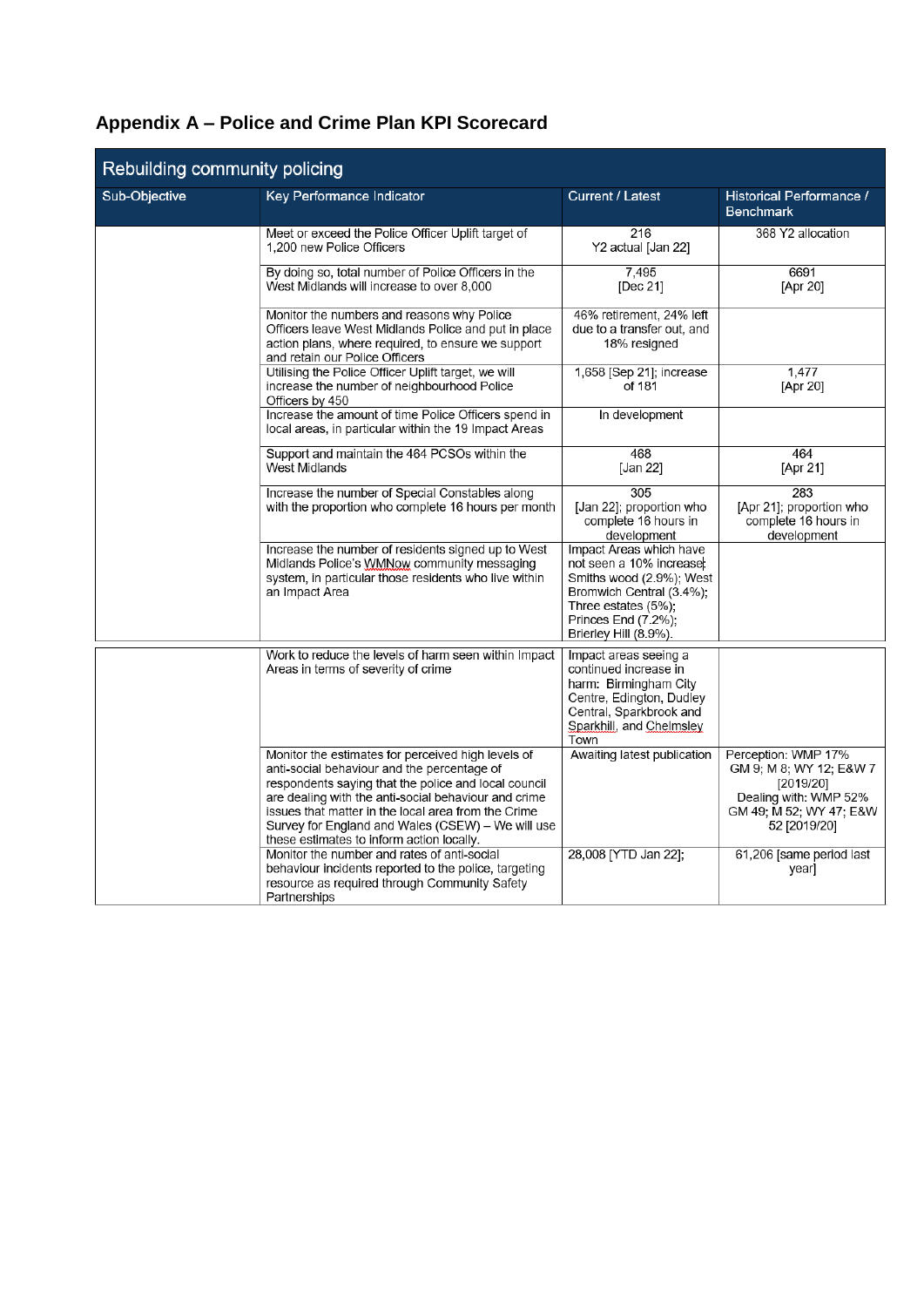# Appendix A – Police and Crime Plan KPI Scorecard

| Rebuilding community policing | | | |
|---|---|---|---|
| **Sub-Objective** | **Key Performance Indicator** | **Current / Latest** | **Historical Performance / Benchmark** |
| | Meet or exceed the Police Officer Uplift target of 1,200 new Police Officers | 216<br>Y2 actual [Jan 22] | 368 Y2 allocation |
| | By doing so, total number of Police Officers in the West Midlands will increase to over 8,000 | 7,495<br>[Dec 21] | 6691<br>[Apr 20] |
| | Monitor the numbers and reasons why Police Officers leave West Midlands Police and put in place action plans, where required, to ensure we support and retain our Police Officers | 46% retirement, 24% left due to a transfer out, and 18% resigned | |
| | Utilising the Police Officer Uplift target, we will increase the number of neighbourhood Police Officers by 450 | 1,658 [Sep 21]; increase of 181 | 1,477<br>[Apr 20] |
| | Increase the amount of time Police Officers spend in local areas, in particular within the 19 Impact Areas | In development | |
| | Support and maintain the 464 PCSOs within the West Midlands | 468<br>[Jan 22] | 464<br>[Apr 21] |
| | Increase the number of Special Constables along with the proportion who complete 16 hours per month | 305<br>[Jan 22]; proportion who complete 16 hours in development | 283<br>[Apr 21]; proportion who complete 16 hours in development |
| | Increase the number of residents signed up to West Midlands Police's WMNow community messaging system, in particular those residents who live within an Impact Area | Impact Areas which have not seen a 10% increase: Smiths wood (2.9%); West Bromwich Central (3.4%); Three estates (5%); Princes End (7.2%); Brierley Hill (8.9%). | |
| | Work to reduce the levels of harm seen within Impact Areas in terms of severity of crime | Impact areas seeing a continued increase in harm: Birmingham City Centre, Edington, Dudley Central, Sparkbrook and Sparkhill, and Chelmsley Town | |
| | Monitor the estimates for perceived high levels of anti-social behaviour and the percentage of respondents saying that the police and local council are dealing with the anti-social behaviour and crime issues that matter in the local area from the Crime Survey for England and Wales (CSEW) – We will use these estimates to inform action locally. | Awaiting latest publication | Perception: WMP 17% GM 9; M 8; WY 12; E&W 7 [2019/20]<br>Dealing with: WMP 52% GM 49; M 52; WY 47; E&W 52 [2019/20] |
| | Monitor the number and rates of anti-social behaviour incidents reported to the police, targeting resource as required through Community Safety Partnerships | 28,008 [YTD Jan 22]; | 61,206 [same period last year] |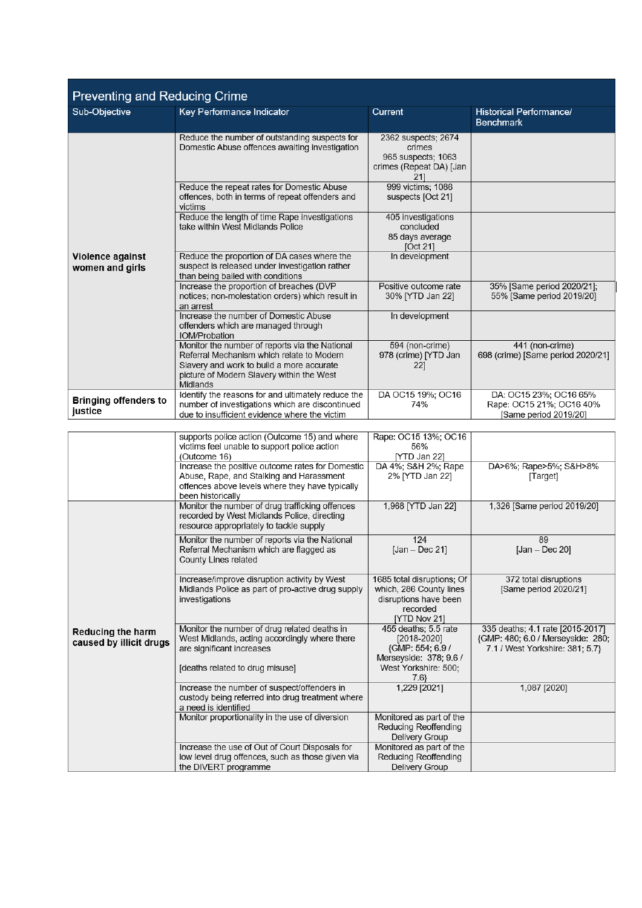## Preventing and Reducing Crime

| Sub-Objective | Key Performance Indicator | Current | Historical Performance/ Benchmark |
|---|---|---|---|
| Violence against women and girls | Reduce the number of outstanding suspects for Domestic Abuse offences awaiting investigation | 2362 suspects; 2674 crimes<br>965 suspects; 1063 crimes (Repeat DA) [Jan 21] | |
| | Reduce the repeat rates for Domestic Abuse offences, both in terms of repeat offenders and victims | 999 victims; 1086 suspects [Oct 21] | |
| | Reduce the length of time Rape investigations take within West Midlands Police | 405 investigations concluded<br>85 days average [Oct 21] | |
| | Reduce the proportion of DA cases where the suspect is released under investigation rather than being bailed with conditions | In development | |
| | Increase the proportion of breaches (DVP notices; non-molestation orders) which result in an arrest | Positive outcome rate 30% [YTD Jan 22] | 35% [Same period 2020/21]; 55% [Same period 2019/20] |
| | Increase the number of Domestic Abuse offenders which are managed through IOM/Probation | In development | |
| | Monitor the number of reports via the National Referral Mechanism which relate to Modern Slavery and work to build a more accurate picture of Modern Slavery within the West Midlands | 594 (non-crime)<br>978 (crime) [YTD Jan 22] | 441 (non-crime)<br>698 (crime) [Same period 2020/21] |
| Bringing offenders to justice | Identify the reasons for and ultimately reduce the number of investigations which are discontinued due to insufficient evidence where the victim supports police action (Outcome 15) and where victims feel unable to support police action (Outcome 16) | DA OC15 19%; OC16 74%<br>Rape: OC15 13%; OC16 56%<br>[YTD Jan 22] | DA: OC15 23%; OC16 65%<br>Rape: OC15 21%; OC16 40%<br>[Same period 2019/20] |
| | Increase the positive outcome rates for Domestic Abuse, Rape, and Stalking and Harassment offences above levels where they have typically been historically | DA 4%; S&H 2%; Rape 2% [YTD Jan 22] | DA>6%; Rape>5%; S&H>8% [Target] |
| Reducing the harm caused by illicit drugs | Monitor the number of drug trafficking offences recorded by West Midlands Police, directing resource appropriately to tackle supply | 1,968 [YTD Jan 22] | 1,326 [Same period 2019/20] |
| | Monitor the number of reports via the National Referral Mechanism which are flagged as County Lines related | 124<br>[Jan – Dec 21] | 89<br>[Jan – Dec 20] |
| | Increase/improve disruption activity by West Midlands Police as part of pro-active drug supply investigations | 1685 total disruptions; Of which, 286 County lines disruptions have been recorded<br>[YTD Nov 21] | 372 total disruptions [Same period 2020/21] |
| | Monitor the number of drug related deaths in West Midlands, acting accordingly where there are significant increases<br><br>[deaths related to drug misuse] | 455 deaths; 5.5 rate [2018-2020]<br>{GMP: 554; 6.9 / Merseyside: 378; 9.6 / West Yorkshire: 500; 7.6} | 335 deaths; 4.1 rate [2015-2017]<br>{GMP: 480; 6.0 / Merseyside: 280; 7.1 / West Yorkshire: 381; 5.7} |
| | Increase the number of suspect/offenders in custody being referred into drug treatment where a need is identified | 1,229 [2021] | 1,087 [2020] |
| | Monitor proportionality in the use of diversion | Monitored as part of the Reducing Reoffending Delivery Group | |
| | Increase the use of Out of Court Disposals for low level drug offences, such as those given via the DIVERT programme | Monitored as part of the Reducing Reoffending Delivery Group | |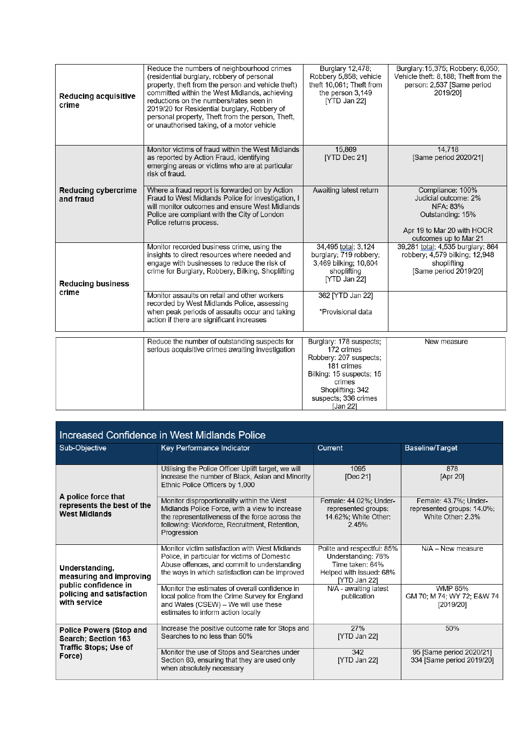| | | | |
|---|---|---|---|
| **Reducing acquisitive crime** | Reduce the numbers of neighbourhood crimes (residential burglary, robbery of personal property, theft from the person and vehicle theft) committed within the West Midlands, achieving reductions on the numbers/rates seen in 2019/20 for Residential burglary, Robbery of personal property, Theft from the person, Theft, or unauthorised taking, of a motor vehicle | Burglary 12,478; Robbery 5,858; vehicle theft 10,061; Theft from the person 3,149 [YTD Jan 22] | Burglary:15,375; Robbery: 6,050; Vehicle theft: 8,188; Theft from the person: 2,537 [Same period 2019/20] |
| **Reducing cybercrime and fraud** | Monitor victims of fraud within the West Midlands as reported by Action Fraud, identifying emerging areas or victims who are at particular risk of fraud. | 15,869 [YTD Dec 21] | 14,718 [Same period 2020/21] |
| | Where a fraud report is forwarded on by Action Fraud to West Midlands Police for investigation, I will monitor outcomes and ensure West Midlands Police are compliant with the City of London Police returns process. | Awaiting latest return | Compliance: 100% Judicial outcome: 2% NFA: 83% Outstanding: 15% Apr 19 to Mar 20 with HOCR outcomes up to Mar 21 |
| **Reducing business crime** | Monitor recorded business crime, using the insights to direct resources where needed and engage with businesses to reduce the risk of crime for Burglary, Robbery, Bilking, Shoplifting | 34,495 total; 3,124 burglary; 719 robbery; 3,469 bilking; 10,604 shoplifting [YTD Jan 22] | 39,281 total; 4,535 burglary; 864 robbery; 4,579 bilking; 12,948 shoplifting [Same period 2019/20] |
| | Monitor assaults on retail and other workers recorded by West Midlands Police, assessing when peak periods of assaults occur and taking action if there are significant increases | 362 [YTD Jan 22] *Provisional data | |
| | Reduce the number of outstanding suspects for serious acquisitive crimes awaiting investigation | Burglary: 178 suspects; 172 crimes Robbery: 207 suspects; 181 crimes Bilking: 15 suspects; 15 crimes Shoplifting: 342 suspects; 336 crimes [Jan 22] | New measure |

## Increased Confidence in West Midlands Police

| Sub-Objective | Key Performance Indicator | Current | Baseline/Target |
|---|---|---|---|
| **A police force that represents the best of the West Midlands** | Utilising the Police Officer Uplift target, we will increase the number of Black, Asian and Minority Ethnic Police Officers by 1,000 | 1095 [Dec 21] | 878 [Apr 20] |
| | Monitor disproportionality within the West Midlands Police Force, with a view to increase the representativeness of the force across the following: Workforce, Recruitment, Retention, Progression | Female: 44.02%; Under-represented groups: 14.62%; White Other: 2.45% | Female: 43.7%; Under-represented groups: 14.0%; White Other: 2.3% |
| **Understanding, measuring and improving public confidence in policing and satisfaction with service** | Monitor victim satisfaction with West Midlands Police, in particular for victims of Domestic Abuse offences, and commit to understanding the ways in which satisfaction can be improved | Polite and respectful: 85% Understanding: 78% Time taken: 64% Helped with issued: 68% [YTD Jan 22] | N/A – New measure |
| | Monitor the estimates of overall confidence in local police from the Crime Survey for England and Wales (CSEW) – We will use these estimates to inform action locally | N/A - awaiting latest publication | WMP 65% GM 70; M 74; WY 72; E&W 74 [2019/20] |
| **Police Powers (Stop and Search; Section 163 Traffic Stops; Use of Force)** | Increase the positive outcome rate for Stops and Searches to no less than 50% | 27% [YTD Jan 22] | 50% |
| | Monitor the use of Stops and Searches under Section 60, ensuring that they are used only when absolutely necessary | 342 [YTD Jan 22] | 95 [Same period 2020/21] 334 [Same period 2019/20] |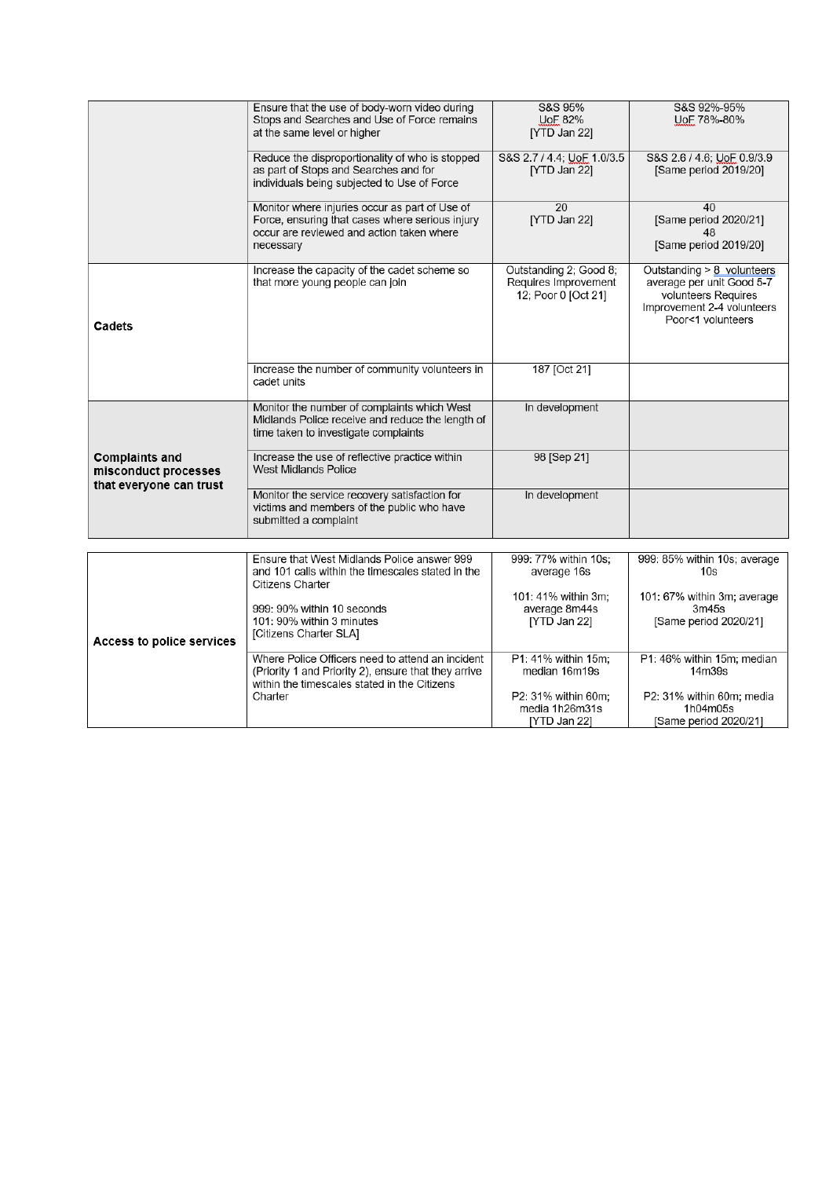| | | | |
|---|---|---|---|
| | Ensure that the use of body-worn video during Stops and Searches and Use of Force remains at the same level or higher | S&S 95%<br>UoF 82%<br>[YTD Jan 22] | S&S 92%-95%<br>UoF 78%-80% |
| | Reduce the disproportionality of who is stopped as part of Stops and Searches and for individuals being subjected to Use of Force | S&S 2.7 / 4.4; UoF 1.0/3.5<br>[YTD Jan 22] | S&S 2.6 / 4.6; UoF 0.9/3.9<br>[Same period 2019/20] |
| | Monitor where injuries occur as part of Use of Force, ensuring that cases where serious injury occur are reviewed and action taken where necessary | 20<br>[YTD Jan 22] | 40<br>[Same period 2020/21]<br>48<br>[Same period 2019/20] |
| **Cadets** | Increase the capacity of the cadet scheme so that more young people can join | Outstanding 2; Good 8; Requires Improvement 12; Poor 0 [Oct 21] | Outstanding > 8 volunteers average per unit Good 5-7 volunteers Requires Improvement 2-4 volunteers Poor<1 volunteers |
| | Increase the number of community volunteers in cadet units | 187 [Oct 21] | |
| **Complaints and misconduct processes that everyone can trust** | Monitor the number of complaints which West Midlands Police receive and reduce the length of time taken to investigate complaints | In development | |
| | Increase the use of reflective practice within West Midlands Police | 98 [Sep 21] | |
| | Monitor the service recovery satisfaction for victims and members of the public who have submitted a complaint | In development | |

| | | | |
|---|---|---|---|
| **Access to police services** | Ensure that West Midlands Police answer 999 and 101 calls within the timescales stated in the Citizens Charter<br><br>999: 90% within 10 seconds<br>101: 90% within 3 minutes<br>[Citizens Charter SLA] | 999: 77% within 10s; average 16s<br><br>101: 41% within 3m; average 8m44s<br>[YTD Jan 22] | 999: 85% within 10s; average 10s<br><br>101: 67% within 3m; average 3m45s<br>[Same period 2020/21] |
| | Where Police Officers need to attend an incident (Priority 1 and Priority 2), ensure that they arrive within the timescales stated in the Citizens Charter | P1: 41% within 15m; median 16m19s<br><br>P2: 31% within 60m; media 1h26m31s<br>[YTD Jan 22] | P1: 46% within 15m; median 14m39s<br><br>P2: 31% within 60m; media 1h04m05s<br>[Same period 2020/21] |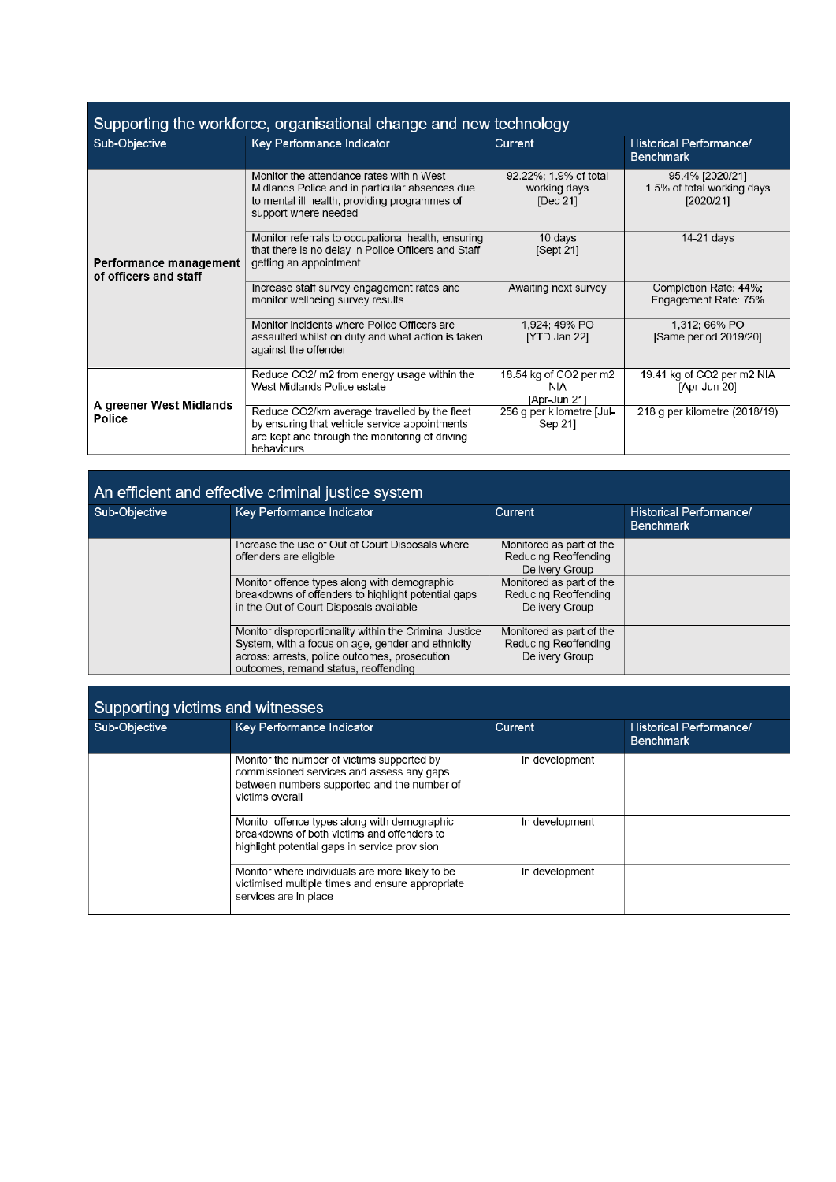## Supporting the workforce, organisational change and new technology

| Sub-Objective | Key Performance Indicator | Current | Historical Performance/ Benchmark |
|---|---|---|---|
| **Performance management of officers and staff** | Monitor the attendance rates within West Midlands Police and in particular absences due to mental ill health, providing programmes of support where needed | 92.22%; 1.9% of total working days [Dec 21] | 95.4% [2020/21] 1.5% of total working days [2020/21] |
| | Monitor referrals to occupational health, ensuring that there is no delay in Police Officers and Staff getting an appointment | 10 days [Sept 21] | 14-21 days |
| | Increase staff survey engagement rates and monitor wellbeing survey results | Awaiting next survey | Completion Rate: 44%; Engagement Rate: 75% |
| | Monitor incidents where Police Officers are assaulted whilst on duty and what action is taken against the offender | 1,924; 49% PO [YTD Jan 22] | 1,312; 66% PO [Same period 2019/20] |
| **A greener West Midlands Police** | Reduce $CO_2$/ m2 from energy usage within the West Midlands Police estate | 18.54 kg of $CO_2$ per m2 NIA [Apr-Jun 21] | 19.41 kg of $CO_2$ per m2 NIA [Apr-Jun 20] |
| | Reduce $CO_2$/km average travelled by the fleet by ensuring that vehicle service appointments are kept and through the monitoring of driving behaviours | 256 g per kilometre [Jul-Sep 21] | 218 g per kilometre (2018/19) |

## An efficient and effective criminal justice system

| Sub-Objective | Key Performance Indicator | Current | Historical Performance/ Benchmark |
|---|---|---|---|
| | Increase the use of Out of Court Disposals where offenders are eligible | Monitored as part of the Reducing Reoffending Delivery Group | |
| | Monitor offence types along with demographic breakdowns of offenders to highlight potential gaps in the Out of Court Disposals available | Monitored as part of the Reducing Reoffending Delivery Group | |
| | Monitor disproportionality within the Criminal Justice System, with a focus on age, gender and ethnicity across: arrests, police outcomes, prosecution outcomes, remand status, reoffending | Monitored as part of the Reducing Reoffending Delivery Group | |

## Supporting victims and witnesses

| Sub-Objective | Key Performance Indicator | Current | Historical Performance/ Benchmark |
|---|---|---|---|
| | Monitor the number of victims supported by commissioned services and assess any gaps between numbers supported and the number of victims overall | In development | |
| | Monitor offence types along with demographic breakdowns of both victims and offenders to highlight potential gaps in service provision | In development | |
| | Monitor where individuals are more likely to be victimised multiple times and ensure appropriate services are in place | In development | |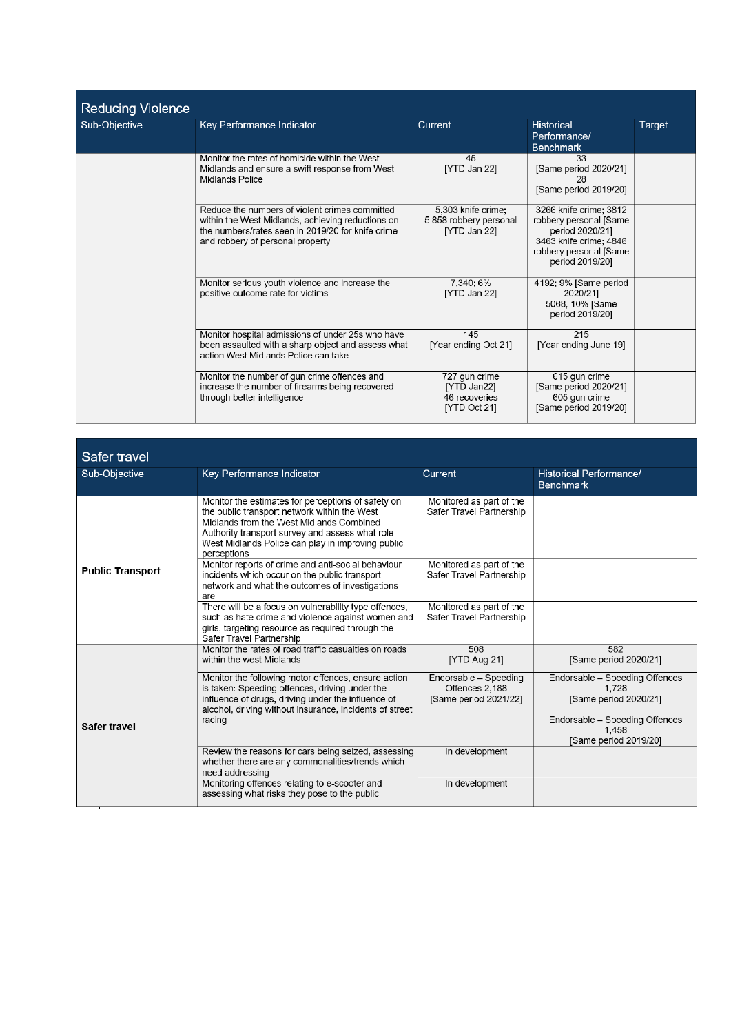## Reducing Violence

| Sub-Objective | Key Performance Indicator | Current | Historical Performance/ Benchmark | Target |
|---|---|---|---|---|
| | Monitor the rates of homicide within the West Midlands and ensure a swift response from West Midlands Police | 45 [YTD Jan 22] | 33 [Same period 2020/21] 28 [Same period 2019/20] | |
| | Reduce the numbers of violent crimes committed within the West Midlands, achieving reductions on the numbers/rates seen in 2019/20 for knife crime and robbery of personal property | 5,303 knife crime; 5,858 robbery personal [YTD Jan 22] | 3266 knife crime; 3812 robbery personal [Same period 2020/21] 3463 knife crime; 4846 robbery personal [Same period 2019/20] | |
| | Monitor serious youth violence and increase the positive outcome rate for victims | 7,340; 6% [YTD Jan 22] | 4192; 9% [Same period 2020/21] 5068; 10% [Same period 2019/20] | |
| | Monitor hospital admissions of under 25s who have been assaulted with a sharp object and assess what action West Midlands Police can take | 145 [Year ending Oct 21] | 215 [Year ending June 19] | |
| | Monitor the number of gun crime offences and increase the number of firearms being recovered through better intelligence | 727 gun crime [YTD Jan22] 46 recoveries [YTD Oct 21] | 615 gun crime [Same period 2020/21] 605 gun crime [Same period 2019/20] | |

## Safer travel

| Sub-Objective | Key Performance Indicator | Current | Historical Performance/ Benchmark |
|---|---|---|---|
| **Public Transport** | Monitor the estimates for perceptions of safety on the public transport network within the West Midlands from the West Midlands Combined Authority transport survey and assess what role West Midlands Police can play in improving public perceptions | Monitored as part of the Safer Travel Partnership | |
| | Monitor reports of crime and anti-social behaviour incidents which occur on the public transport network and what the outcomes of investigations are | Monitored as part of the Safer Travel Partnership | |
| | There will be a focus on vulnerability type offences, such as hate crime and violence against women and girls, targeting resource as required through the Safer Travel Partnership | Monitored as part of the Safer Travel Partnership | |
| **Safer travel** | Monitor the rates of road traffic casualties on roads within the west Midlands | 508 [YTD Aug 21] | 582 [Same period 2020/21] |
| | Monitor the following motor offences, ensure action is taken: Speeding offences, driving under the influence of drugs, driving under the influence of alcohol, driving without insurance, incidents of street racing | Endorsable – Speeding Offences 2,188 [Same period 2021/22] | Endorsable – Speeding Offences 1,728 [Same period 2020/21] Endorsable – Speeding Offences 1,458 [Same period 2019/20] |
| | Review the reasons for cars being seized, assessing whether there are any commonalities/trends which need addressing | In development | |
| | Monitoring offences relating to e-scooter and assessing what risks they pose to the public | In development | |